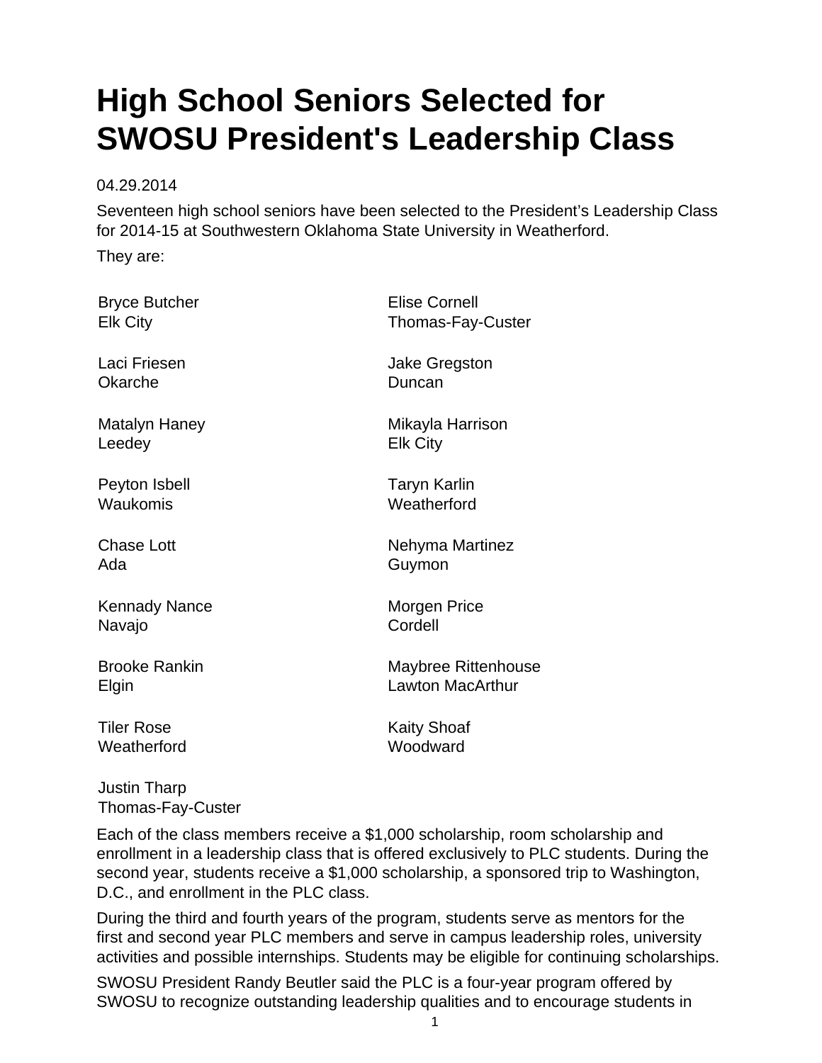# High School Seniors Selected for SWOSU President's Leadership Class

04.29.2014

Seventeen high school seniors have been selected to the President's Leadership Class for 2014-15 at Southwestern Oklahoma State University in Weatherford.

They are:

Bryce Butcher
Elk City

Elise Cornell
Thomas-Fay-Custer

Laci Friesen
Okarche

Jake Gregston
Duncan

Matalyn Haney
Leedey

Mikayla Harrison
Elk City

Peyton Isbell
Waukomis

Taryn Karlin
Weatherford

Chase Lott
Ada

Nehyma Martinez
Guymon

Kennady Nance
Navajo

Morgen Price
Cordell

Brooke Rankin
Elgin

Maybree Rittenhouse
Lawton MacArthur

Tiler Rose
Weatherford

Kaity Shoaf
Woodward

Justin Tharp
Thomas-Fay-Custer

Each of the class members receive a $1,000 scholarship, room scholarship and enrollment in a leadership class that is offered exclusively to PLC students. During the second year, students receive a $1,000 scholarship, a sponsored trip to Washington, D.C., and enrollment in the PLC class.

During the third and fourth years of the program, students serve as mentors for the first and second year PLC members and serve in campus leadership roles, university activities and possible internships. Students may be eligible for continuing scholarships.

SWOSU President Randy Beutler said the PLC is a four-year program offered by SWOSU to recognize outstanding leadership qualities and to encourage students in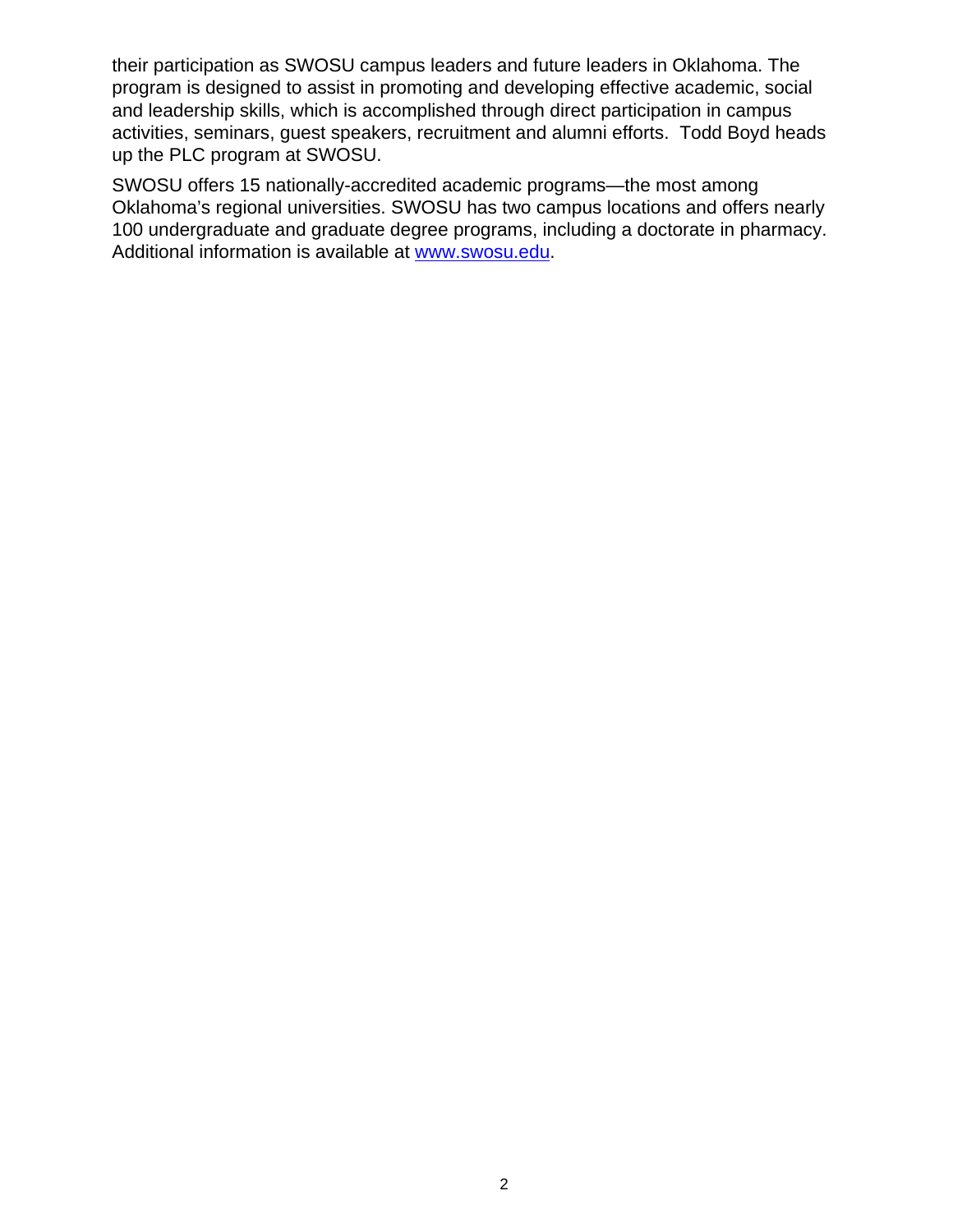their participation as SWOSU campus leaders and future leaders in Oklahoma. The program is designed to assist in promoting and developing effective academic, social and leadership skills, which is accomplished through direct participation in campus activities, seminars, guest speakers, recruitment and alumni efforts. Todd Boyd heads up the PLC program at SWOSU.

SWOSU offers 15 nationally-accredited academic programs—the most among Oklahoma's regional universities. SWOSU has two campus locations and offers nearly 100 undergraduate and graduate degree programs, including a doctorate in pharmacy. Additional information is available at [www.swosu.edu](http://www.swosu.edu).